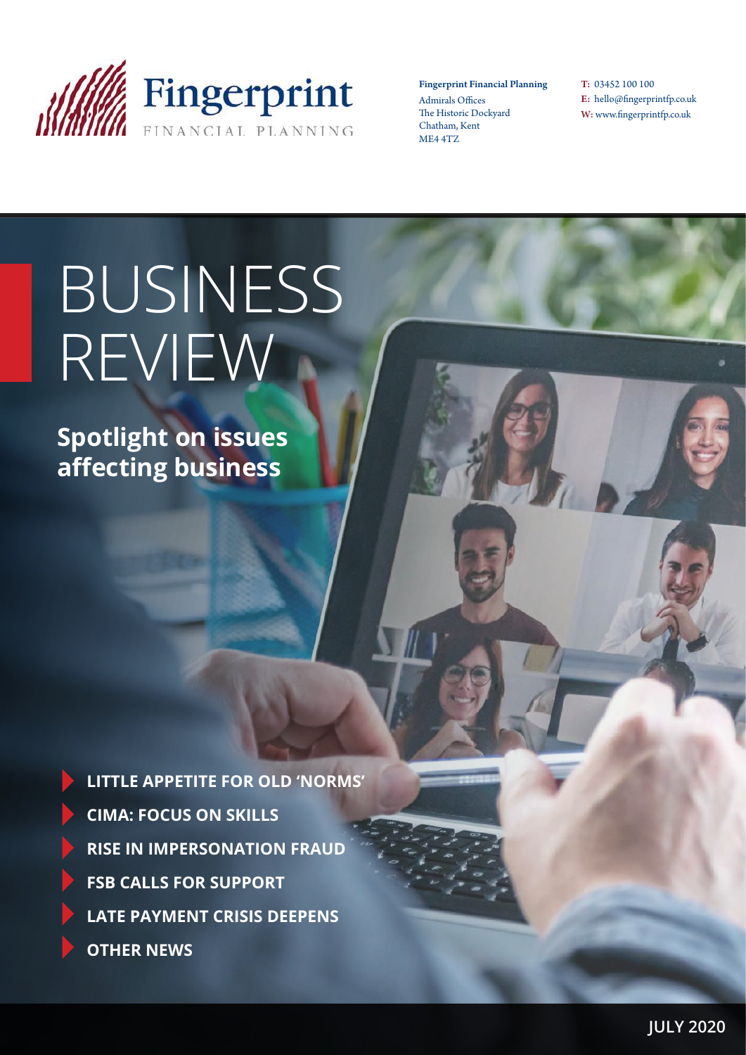Fingerprint
FINANCIAL PLANNING

**Fingerprint Financial Planning**
Admirals Offices
The Historic Dockyard
Chatham, Kent
ME4 4TZ

**T:** 03452 100 100
**E:** hello@fingerprintfp.co.uk
**W:** www.fingerprintfp.co.uk

# BUSINESS REVIEW

## Spotlight on issues affecting business

- **LITTLE APPETITE FOR OLD 'NORMS'**
- **CIMA: FOCUS ON SKILLS**
- **RISE IN IMPERSONATION FRAUD**
- **FSB CALLS FOR SUPPORT**
- **LATE PAYMENT CRISIS DEEPENS**
- **OTHER NEWS**

**JULY 2020**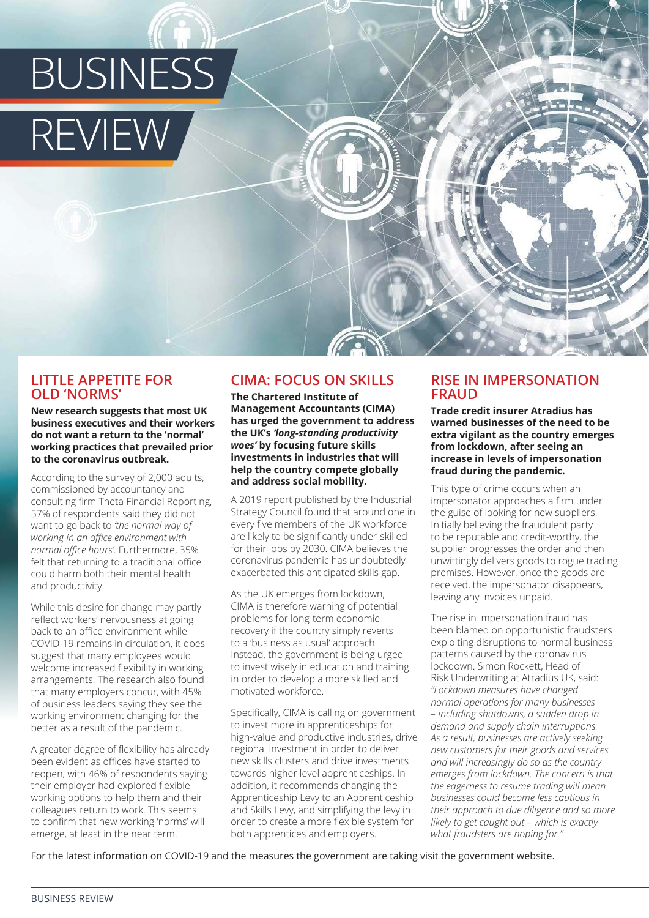# BUSINESS REVIEW

## LITTLE APPETITE FOR OLD 'NORMS'

**New research suggests that most UK business executives and their workers do not want a return to the 'normal' working practices that prevailed prior to the coronavirus outbreak.**

According to the survey of 2,000 adults, commissioned by accountancy and consulting firm Theta Financial Reporting, 57% of respondents said they did not want to go back to *'the normal way of working in an office environment with normal office hours'*. Furthermore, 35% felt that returning to a traditional office could harm both their mental health and productivity.

While this desire for change may partly reflect workers' nervousness at going back to an office environment while COVID-19 remains in circulation, it does suggest that many employees would welcome increased flexibility in working arrangements. The research also found that many employers concur, with 45% of business leaders saying they see the working environment changing for the better as a result of the pandemic.

A greater degree of flexibility has already been evident as offices have started to reopen, with 46% of respondents saying their employer had explored flexible working options to help them and their colleagues return to work. This seems to confirm that new working 'norms' will emerge, at least in the near term.

## CIMA: FOCUS ON SKILLS

**The Chartered Institute of Management Accountants (CIMA) has urged the government to address the UK's *'long-standing productivity woes'* by focusing future skills investments in industries that will help the country compete globally and address social mobility.**

A 2019 report published by the Industrial Strategy Council found that around one in every five members of the UK workforce are likely to be significantly under-skilled for their jobs by 2030. CIMA believes the coronavirus pandemic has undoubtedly exacerbated this anticipated skills gap.

As the UK emerges from lockdown, CIMA is therefore warning of potential problems for long-term economic recovery if the country simply reverts to a 'business as usual' approach. Instead, the government is being urged to invest wisely in education and training in order to develop a more skilled and motivated workforce.

Specifically, CIMA is calling on government to invest more in apprenticeships for high-value and productive industries, drive regional investment in order to deliver new skills clusters and drive investments towards higher level apprenticeships. In addition, it recommends changing the Apprenticeship Levy to an Apprenticeship and Skills Levy, and simplifying the levy in order to create a more flexible system for both apprentices and employers.

## RISE IN IMPERSONATION FRAUD

**Trade credit insurer Atradius has warned businesses of the need to be extra vigilant as the country emerges from lockdown, after seeing an increase in levels of impersonation fraud during the pandemic.**

This type of crime occurs when an impersonator approaches a firm under the guise of looking for new suppliers. Initially believing the fraudulent party to be reputable and credit-worthy, the supplier progresses the order and then unwittingly delivers goods to rogue trading premises. However, once the goods are received, the impersonator disappears, leaving any invoices unpaid.

The rise in impersonation fraud has been blamed on opportunistic fraudsters exploiting disruptions to normal business patterns caused by the coronavirus lockdown. Simon Rockett, Head of Risk Underwriting at Atradius UK, said: *"Lockdown measures have changed normal operations for many businesses – including shutdowns, a sudden drop in demand and supply chain interruptions. As a result, businesses are actively seeking new customers for their goods and services and will increasingly do so as the country emerges from lockdown. The concern is that the eagerness to resume trading will mean businesses could become less cautious in their approach to due diligence and so more likely to get caught out – which is exactly what fraudsters are hoping for."*

For the latest information on COVID-19 and the measures the government are taking visit the government website.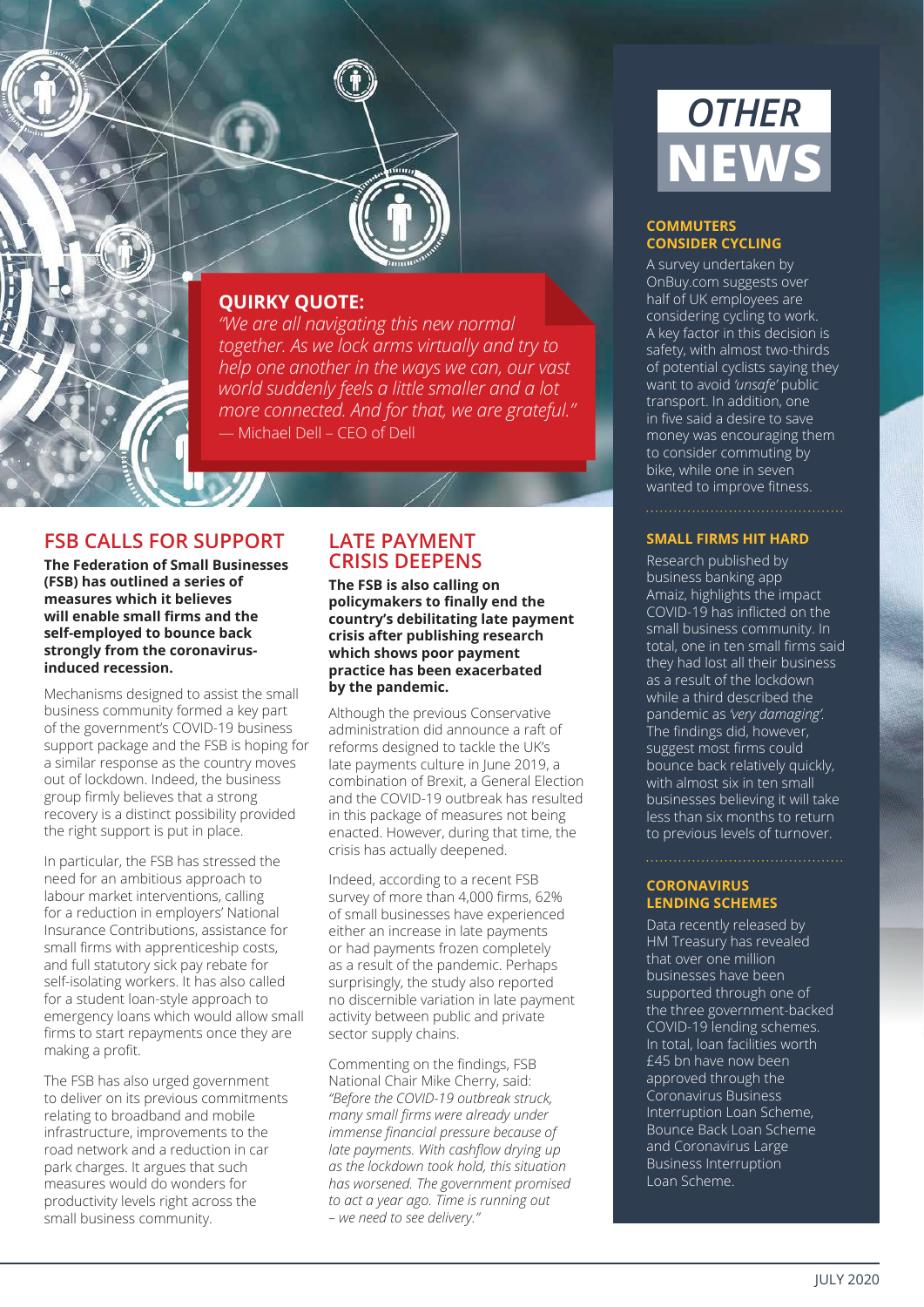## QUIRKY QUOTE:

*"We are all navigating this new normal together. As we lock arms virtually and try to help one another in the ways we can, our vast world suddenly feels a little smaller and a lot more connected. And for that, we are grateful."*
— Michael Dell – CEO of Dell

## FSB CALLS FOR SUPPORT

**The Federation of Small Businesses (FSB) has outlined a series of measures which it believes will enable small firms and the self-employed to bounce back strongly from the coronavirus-induced recession.**

Mechanisms designed to assist the small business community formed a key part of the government's COVID-19 business support package and the FSB is hoping for a similar response as the country moves out of lockdown. Indeed, the business group firmly believes that a strong recovery is a distinct possibility provided the right support is put in place.

In particular, the FSB has stressed the need for an ambitious approach to labour market interventions, calling for a reduction in employers' National Insurance Contributions, assistance for small firms with apprenticeship costs, and full statutory sick pay rebate for self-isolating workers. It has also called for a student loan-style approach to emergency loans which would allow small firms to start repayments once they are making a profit.

The FSB has also urged government to deliver on its previous commitments relating to broadband and mobile infrastructure, improvements to the road network and a reduction in car park charges. It argues that such measures would do wonders for productivity levels right across the small business community.

## LATE PAYMENT CRISIS DEEPENS

**The FSB is also calling on policymakers to finally end the country's debilitating late payment crisis after publishing research which shows poor payment practice has been exacerbated by the pandemic.**

Although the previous Conservative administration did announce a raft of reforms designed to tackle the UK's late payments culture in June 2019, a combination of Brexit, a General Election and the COVID-19 outbreak has resulted in this package of measures not being enacted. However, during that time, the crisis has actually deepened.

Indeed, according to a recent FSB survey of more than 4,000 firms, 62% of small businesses have experienced either an increase in late payments or had payments frozen completely as a result of the pandemic. Perhaps surprisingly, the study also reported no discernible variation in late payment activity between public and private sector supply chains.

Commenting on the findings, FSB National Chair Mike Cherry, said: *"Before the COVID-19 outbreak struck, many small firms were already under immense financial pressure because of late payments. With cashflow drying up as the lockdown took hold, this situation has worsened. The government promised to act a year ago. Time is running out – we need to see delivery."*

# OTHER NEWS

### COMMUTERS CONSIDER CYCLING

A survey undertaken by OnBuy.com suggests over half of UK employees are considering cycling to work. A key factor in this decision is safety, with almost two-thirds of potential cyclists saying they want to avoid *'unsafe'* public transport. In addition, one in five said a desire to save money was encouraging them to consider commuting by bike, while one in seven wanted to improve fitness.

### SMALL FIRMS HIT HARD

Research published by business banking app Amaiz, highlights the impact COVID-19 has inflicted on the small business community. In total, one in ten small firms said they had lost all their business as a result of the lockdown while a third described the pandemic as *'very damaging'*. The findings did, however, suggest most firms could bounce back relatively quickly, with almost six in ten small businesses believing it will take less than six months to return to previous levels of turnover.

### CORONAVIRUS LENDING SCHEMES

Data recently released by HM Treasury has revealed that over one million businesses have been supported through one of the three government-backed COVID-19 lending schemes. In total, loan facilities worth £45 bn have now been approved through the Coronavirus Business Interruption Loan Scheme, Bounce Back Loan Scheme and Coronavirus Large Business Interruption Loan Scheme.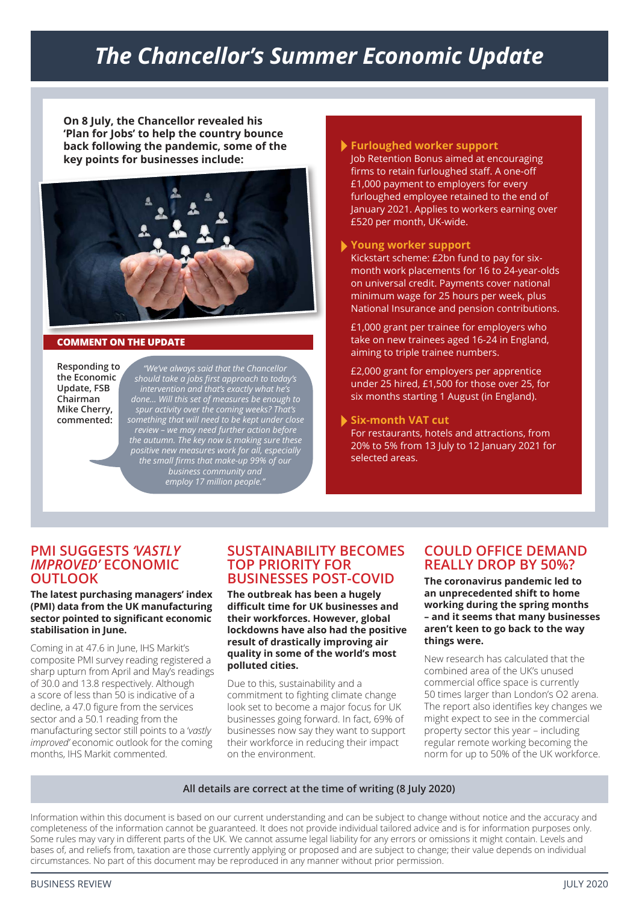# The Chancellor's Summer Economic Update

**On 8 July, the Chancellor revealed his 'Plan for Jobs' to help the country bounce back following the pandemic, some of the key points for businesses include:**

## COMMENT ON THE UPDATE

**Responding to the Economic Update, FSB Chairman Mike Cherry, commented:**

*"We've always said that the Chancellor should take a jobs first approach to today's intervention and that's exactly what he's done... Will this set of measures be enough to spur activity over the coming weeks? That's something that will need to be kept under close review – we may need further action before the autumn. The key now is making sure these positive new measures work for all, especially the small firms that make-up 99% of our business community and employ 17 million people."*

### Furloughed worker support

Job Retention Bonus aimed at encouraging firms to retain furloughed staff. A one-off £1,000 payment to employers for every furloughed employee retained to the end of January 2021. Applies to workers earning over £520 per month, UK-wide.

### Young worker support

Kickstart scheme: £2bn fund to pay for six-month work placements for 16 to 24-year-olds on universal credit. Payments cover national minimum wage for 25 hours per week, plus National Insurance and pension contributions.

£1,000 grant per trainee for employers who take on new trainees aged 16-24 in England, aiming to triple trainee numbers.

£2,000 grant for employers per apprentice under 25 hired, £1,500 for those over 25, for six months starting 1 August (in England).

### Six-month VAT cut

For restaurants, hotels and attractions, from 20% to 5% from 13 July to 12 January 2021 for selected areas.

## PMI SUGGESTS *'VASTLY IMPROVED'* ECONOMIC OUTLOOK

**The latest purchasing managers' index (PMI) data from the UK manufacturing sector pointed to significant economic stabilisation in June.**

Coming in at 47.6 in June, IHS Markit's composite PMI survey reading registered a sharp upturn from April and May's readings of 30.0 and 13.8 respectively. Although a score of less than 50 is indicative of a decline, a 47.0 figure from the services sector and a 50.1 reading from the manufacturing sector still points to a *'vastly improved'* economic outlook for the coming months, IHS Markit commented.

## SUSTAINABILITY BECOMES TOP PRIORITY FOR BUSINESSES POST-COVID

**The outbreak has been a hugely difficult time for UK businesses and their workforces. However, global lockdowns have also had the positive result of drastically improving air quality in some of the world's most polluted cities.**

Due to this, sustainability and a commitment to fighting climate change look set to become a major focus for UK businesses going forward. In fact, 69% of businesses now say they want to support their workforce in reducing their impact on the environment.

## COULD OFFICE DEMAND REALLY DROP BY 50%?

**The coronavirus pandemic led to an unprecedented shift to home working during the spring months – and it seems that many businesses aren't keen to go back to the way things were.**

New research has calculated that the combined area of the UK's unused commercial office space is currently 50 times larger than London's O2 arena. The report also identifies key changes we might expect to see in the commercial property sector this year – including regular remote working becoming the norm for up to 50% of the UK workforce.

**All details are correct at the time of writing (8 July 2020)**

Information within this document is based on our current understanding and can be subject to change without notice and the accuracy and completeness of the information cannot be guaranteed. It does not provide individual tailored advice and is for information purposes only. Some rules may vary in different parts of the UK. We cannot assume legal liability for any errors or omissions it might contain. Levels and bases of, and reliefs from, taxation are those currently applying or proposed and are subject to change; their value depends on individual circumstances. No part of this document may be reproduced in any manner without prior permission.